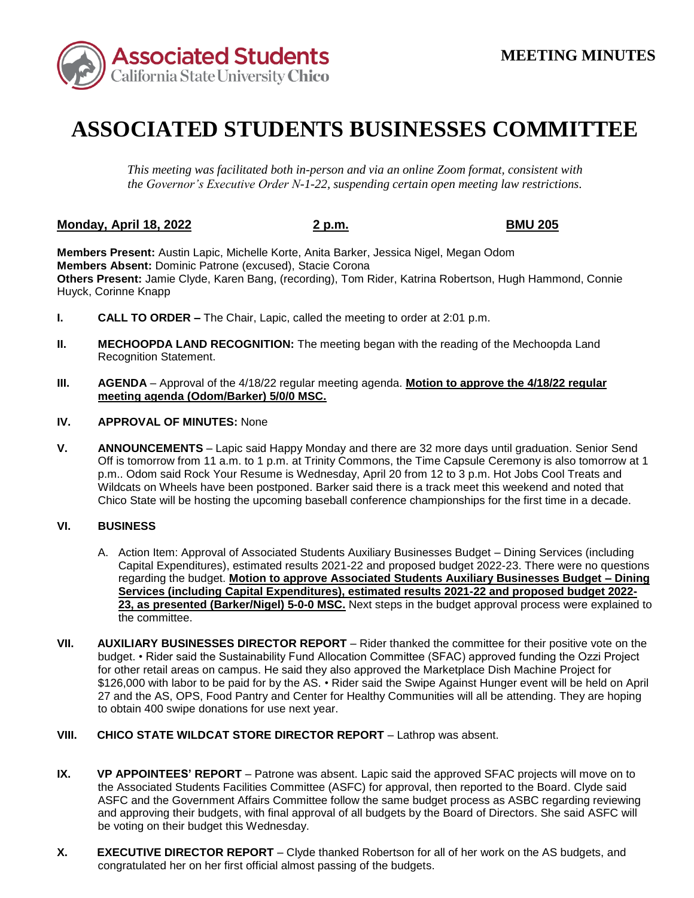Associated Students California State University Chico

**MEETING MINUTES**

# ASSOCIATED STUDENTS BUSINESSES COMMITTEE

*This meeting was facilitated both in-person and via an online Zoom format, consistent with the Governor's Executive Order N-1-22, suspending certain open meeting law restrictions.*

**Monday, April 18, 2022** **2 p.m.** **BMU 205**

**Members Present:** Austin Lapic, Michelle Korte, Anita Barker, Jessica Nigel, Megan Odom
**Members Absent:** Dominic Patrone (excused), Stacie Corona
**Others Present:** Jamie Clyde, Karen Bang, (recording), Tom Rider, Katrina Robertson, Hugh Hammond, Connie Huyck, Corinne Knapp

**I. CALL TO ORDER –** The Chair, Lapic, called the meeting to order at 2:01 p.m.

**II. MECHOOPDA LAND RECOGNITION:** The meeting began with the reading of the Mechoopda Land Recognition Statement.

**III. AGENDA** – Approval of the 4/18/22 regular meeting agenda. **Motion to approve the 4/18/22 regular meeting agenda (Odom/Barker) 5/0/0 MSC.**

**IV. APPROVAL OF MINUTES:** None

**V. ANNOUNCEMENTS** – Lapic said Happy Monday and there are 32 more days until graduation. Senior Send Off is tomorrow from 11 a.m. to 1 p.m. at Trinity Commons, the Time Capsule Ceremony is also tomorrow at 1 p.m.. Odom said Rock Your Resume is Wednesday, April 20 from 12 to 3 p.m. Hot Jobs Cool Treats and Wildcats on Wheels have been postponed. Barker said there is a track meet this weekend and noted that Chico State will be hosting the upcoming baseball conference championships for the first time in a decade.

**VI. BUSINESS**

A. Action Item: Approval of Associated Students Auxiliary Businesses Budget – Dining Services (including Capital Expenditures), estimated results 2021-22 and proposed budget 2022-23. There were no questions regarding the budget. **Motion to approve Associated Students Auxiliary Businesses Budget – Dining Services (including Capital Expenditures), estimated results 2021-22 and proposed budget 2022-23, as presented (Barker/Nigel) 5-0-0 MSC.** Next steps in the budget approval process were explained to the committee.

**VII. AUXILIARY BUSINESSES DIRECTOR REPORT** – Rider thanked the committee for their positive vote on the budget. • Rider said the Sustainability Fund Allocation Committee (SFAC) approved funding the Ozzi Project for other retail areas on campus. He said they also approved the Marketplace Dish Machine Project for $126,000 with labor to be paid for by the AS. • Rider said the Swipe Against Hunger event will be held on April 27 and the AS, OPS, Food Pantry and Center for Healthy Communities will all be attending. They are hoping to obtain 400 swipe donations for use next year.

**VIII. CHICO STATE WILDCAT STORE DIRECTOR REPORT** – Lathrop was absent.

**IX. VP APPOINTEES' REPORT** – Patrone was absent. Lapic said the approved SFAC projects will move on to the Associated Students Facilities Committee (ASFC) for approval, then reported to the Board. Clyde said ASFC and the Government Affairs Committee follow the same budget process as ASBC regarding reviewing and approving their budgets, with final approval of all budgets by the Board of Directors. She said ASFC will be voting on their budget this Wednesday.

**X. EXECUTIVE DIRECTOR REPORT** – Clyde thanked Robertson for all of her work on the AS budgets, and congratulated her on her first official almost passing of the budgets.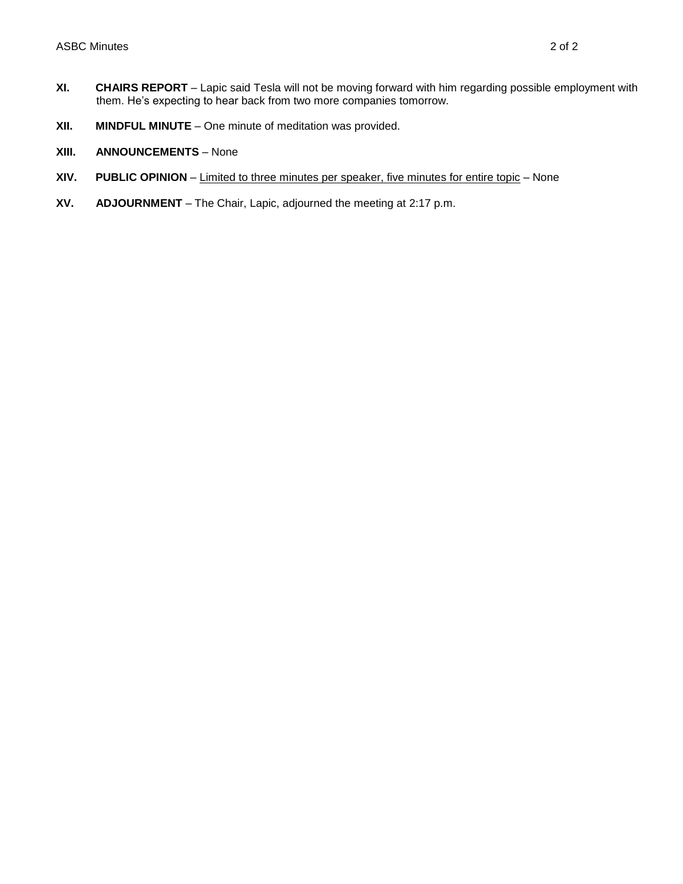**XI.** **CHAIRS REPORT** – Lapic said Tesla will not be moving forward with him regarding possible employment with them. He's expecting to hear back from two more companies tomorrow.

**XII.** **MINDFUL MINUTE** – One minute of meditation was provided.

**XIII.** **ANNOUNCEMENTS** – None

**XIV.** **PUBLIC OPINION** – <u>Limited to three minutes per speaker, five minutes for entire topic</u> – None

**XV.** **ADJOURNMENT** – The Chair, Lapic, adjourned the meeting at 2:17 p.m.